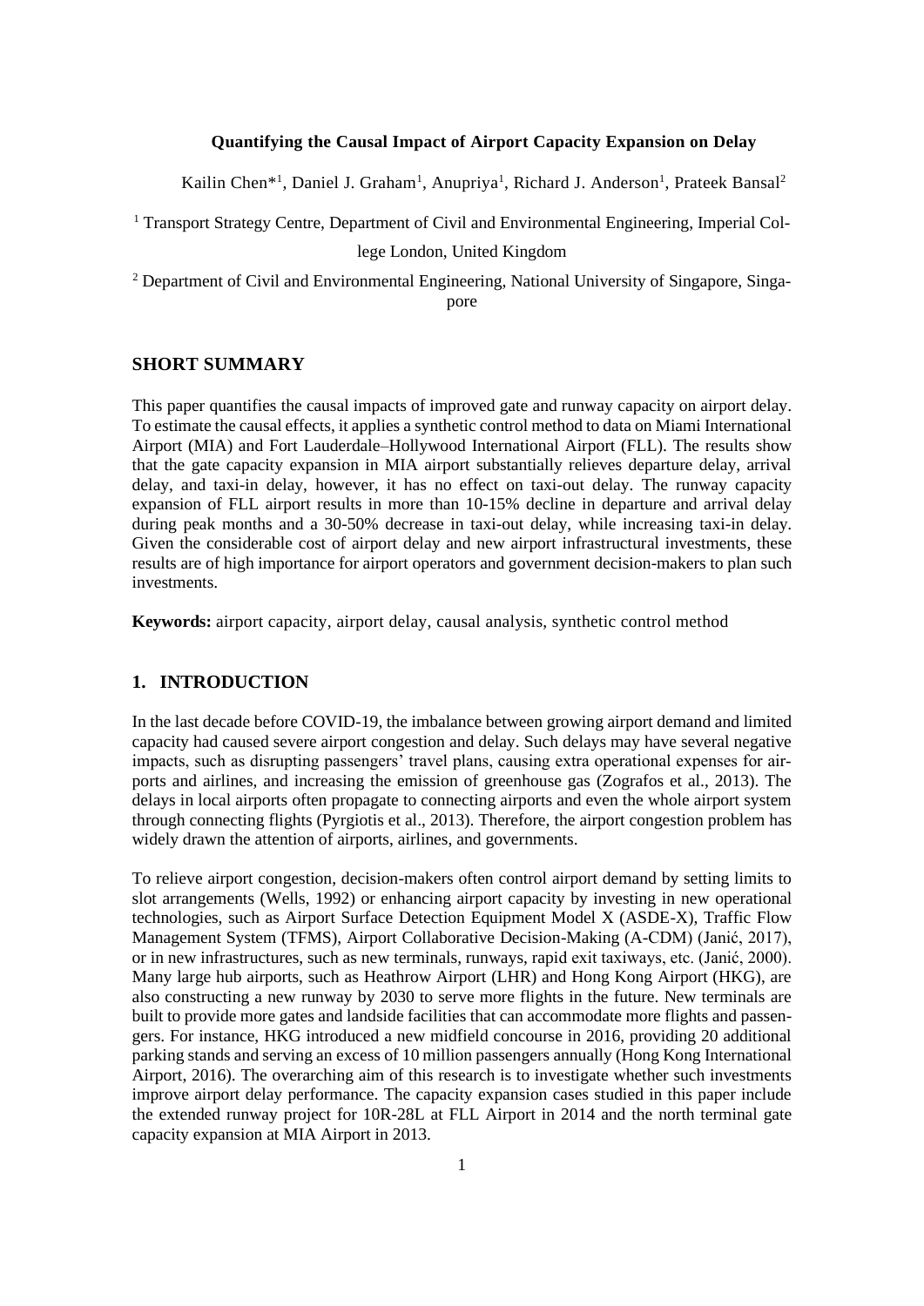# Quantifying the Causal Impact of Airport Capacity Expansion on Delay

Kailin Chen*[1], Daniel J. Graham[1], Anupriya[1], Richard J. Anderson[1], Prateek Bansal[2]

[1] Transport Strategy Centre, Department of Civil and Environmental Engineering, Imperial College London, United Kingdom

[2] Department of Civil and Environmental Engineering, National University of Singapore, Singapore

## SHORT SUMMARY

This paper quantifies the causal impacts of improved gate and runway capacity on airport delay. To estimate the causal effects, it applies a synthetic control method to data on Miami International Airport (MIA) and Fort Lauderdale–Hollywood International Airport (FLL). The results show that the gate capacity expansion in MIA airport substantially relieves departure delay, arrival delay, and taxi-in delay, however, it has no effect on taxi-out delay. The runway capacity expansion of FLL airport results in more than 10-15% decline in departure and arrival delay during peak months and a 30-50% decrease in taxi-out delay, while increasing taxi-in delay. Given the considerable cost of airport delay and new airport infrastructural investments, these results are of high importance for airport operators and government decision-makers to plan such investments.

**Keywords:** airport capacity, airport delay, causal analysis, synthetic control method

## 1. INTRODUCTION

In the last decade before COVID-19, the imbalance between growing airport demand and limited capacity had caused severe airport congestion and delay. Such delays may have several negative impacts, such as disrupting passengers' travel plans, causing extra operational expenses for airports and airlines, and increasing the emission of greenhouse gas (Zografos et al., 2013). The delays in local airports often propagate to connecting airports and even the whole airport system through connecting flights (Pyrgiotis et al., 2013). Therefore, the airport congestion problem has widely drawn the attention of airports, airlines, and governments.

To relieve airport congestion, decision-makers often control airport demand by setting limits to slot arrangements (Wells, 1992) or enhancing airport capacity by investing in new operational technologies, such as Airport Surface Detection Equipment Model X (ASDE-X), Traffic Flow Management System (TFMS), Airport Collaborative Decision-Making (A-CDM) (Janić, 2017), or in new infrastructures, such as new terminals, runways, rapid exit taxiways, etc. (Janić, 2000). Many large hub airports, such as Heathrow Airport (LHR) and Hong Kong Airport (HKG), are also constructing a new runway by 2030 to serve more flights in the future. New terminals are built to provide more gates and landside facilities that can accommodate more flights and passengers. For instance, HKG introduced a new midfield concourse in 2016, providing 20 additional parking stands and serving an excess of 10 million passengers annually (Hong Kong International Airport, 2016). The overarching aim of this research is to investigate whether such investments improve airport delay performance. The capacity expansion cases studied in this paper include the extended runway project for 10R-28L at FLL Airport in 2014 and the north terminal gate capacity expansion at MIA Airport in 2013.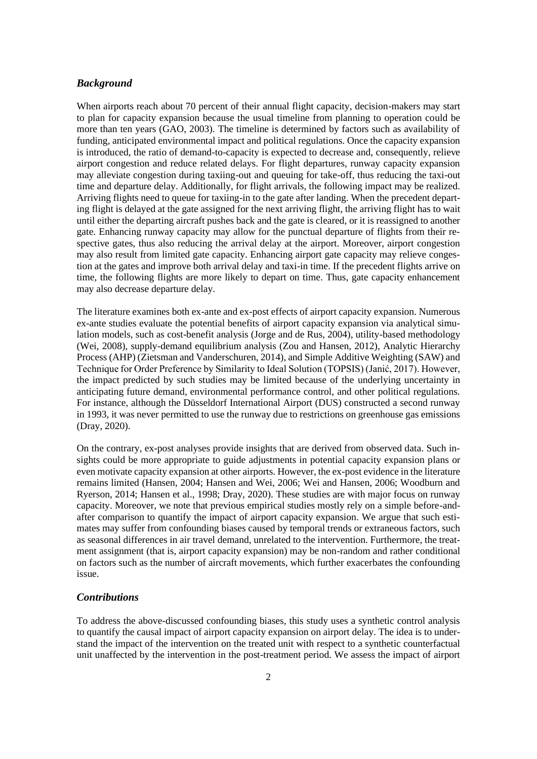### *Background*

When airports reach about 70 percent of their annual flight capacity, decision-makers may start to plan for capacity expansion because the usual timeline from planning to operation could be more than ten years (GAO, 2003). The timeline is determined by factors such as availability of funding, anticipated environmental impact and political regulations. Once the capacity expansion is introduced, the ratio of demand-to-capacity is expected to decrease and, consequently, relieve airport congestion and reduce related delays. For flight departures, runway capacity expansion may alleviate congestion during taxiing-out and queuing for take-off, thus reducing the taxi-out time and departure delay. Additionally, for flight arrivals, the following impact may be realized. Arriving flights need to queue for taxiing-in to the gate after landing. When the precedent departing flight is delayed at the gate assigned for the next arriving flight, the arriving flight has to wait until either the departing aircraft pushes back and the gate is cleared, or it is reassigned to another gate. Enhancing runway capacity may allow for the punctual departure of flights from their respective gates, thus also reducing the arrival delay at the airport. Moreover, airport congestion may also result from limited gate capacity. Enhancing airport gate capacity may relieve congestion at the gates and improve both arrival delay and taxi-in time. If the precedent flights arrive on time, the following flights are more likely to depart on time. Thus, gate capacity enhancement may also decrease departure delay.

The literature examines both ex-ante and ex-post effects of airport capacity expansion. Numerous ex-ante studies evaluate the potential benefits of airport capacity expansion via analytical simulation models, such as cost-benefit analysis (Jorge and de Rus, 2004), utility-based methodology (Wei, 2008), supply-demand equilibrium analysis (Zou and Hansen, 2012), Analytic Hierarchy Process (AHP) (Zietsman and Vanderschuren, 2014), and Simple Additive Weighting (SAW) and Technique for Order Preference by Similarity to Ideal Solution (TOPSIS) (Janić, 2017). However, the impact predicted by such studies may be limited because of the underlying uncertainty in anticipating future demand, environmental performance control, and other political regulations. For instance, although the Düsseldorf International Airport (DUS) constructed a second runway in 1993, it was never permitted to use the runway due to restrictions on greenhouse gas emissions (Dray, 2020).

On the contrary, ex-post analyses provide insights that are derived from observed data. Such insights could be more appropriate to guide adjustments in potential capacity expansion plans or even motivate capacity expansion at other airports. However, the ex-post evidence in the literature remains limited (Hansen, 2004; Hansen and Wei, 2006; Wei and Hansen, 2006; Woodburn and Ryerson, 2014; Hansen et al., 1998; Dray, 2020). These studies are with major focus on runway capacity. Moreover, we note that previous empirical studies mostly rely on a simple before-and-after comparison to quantify the impact of airport capacity expansion. We argue that such estimates may suffer from confounding biases caused by temporal trends or extraneous factors, such as seasonal differences in air travel demand, unrelated to the intervention. Furthermore, the treatment assignment (that is, airport capacity expansion) may be non-random and rather conditional on factors such as the number of aircraft movements, which further exacerbates the confounding issue.

### *Contributions*

To address the above-discussed confounding biases, this study uses a synthetic control analysis to quantify the causal impact of airport capacity expansion on airport delay. The idea is to understand the impact of the intervention on the treated unit with respect to a synthetic counterfactual unit unaffected by the intervention in the post-treatment period. We assess the impact of airport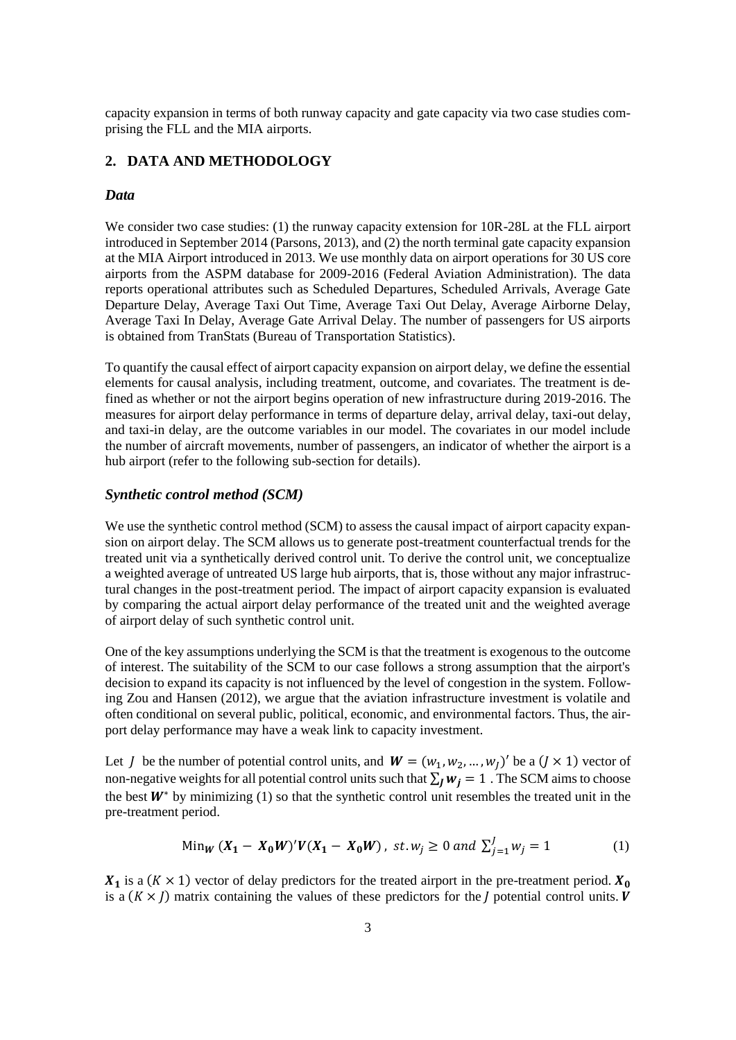capacity expansion in terms of both runway capacity and gate capacity via two case studies comprising the FLL and the MIA airports.

## 2. DATA AND METHODOLOGY

### *Data*

We consider two case studies: (1) the runway capacity extension for 10R-28L at the FLL airport introduced in September 2014 (Parsons, 2013), and (2) the north terminal gate capacity expansion at the MIA Airport introduced in 2013. We use monthly data on airport operations for 30 US core airports from the ASPM database for 2009-2016 (Federal Aviation Administration). The data reports operational attributes such as Scheduled Departures, Scheduled Arrivals, Average Gate Departure Delay, Average Taxi Out Time, Average Taxi Out Delay, Average Airborne Delay, Average Taxi In Delay, Average Gate Arrival Delay. The number of passengers for US airports is obtained from TranStats (Bureau of Transportation Statistics).

To quantify the causal effect of airport capacity expansion on airport delay, we define the essential elements for causal analysis, including treatment, outcome, and covariates. The treatment is defined as whether or not the airport begins operation of new infrastructure during 2019-2016. The measures for airport delay performance in terms of departure delay, arrival delay, taxi-out delay, and taxi-in delay, are the outcome variables in our model. The covariates in our model include the number of aircraft movements, number of passengers, an indicator of whether the airport is a hub airport (refer to the following sub-section for details).

### *Synthetic control method (SCM)*

We use the synthetic control method (SCM) to assess the causal impact of airport capacity expansion on airport delay. The SCM allows us to generate post-treatment counterfactual trends for the treated unit via a synthetically derived control unit. To derive the control unit, we conceptualize a weighted average of untreated US large hub airports, that is, those without any major infrastructural changes in the post-treatment period. The impact of airport capacity expansion is evaluated by comparing the actual airport delay performance of the treated unit and the weighted average of airport delay of such synthetic control unit.

One of the key assumptions underlying the SCM is that the treatment is exogenous to the outcome of interest. The suitability of the SCM to our case follows a strong assumption that the airport's decision to expand its capacity is not influenced by the level of congestion in the system. Following Zou and Hansen (2012), we argue that the aviation infrastructure investment is volatile and often conditional on several public, political, economic, and environmental factors. Thus, the airport delay performance may have a weak link to capacity investment.

Let $J$ be the number of potential control units, and $\boldsymbol{W} = (w_1, w_2, \ldots, w_J)'$ be a $(J \times 1)$ vector of non-negative weights for all potential control units such that $\sum_{\boldsymbol{J}} \boldsymbol{w_j} = 1$. The SCM aims to choose the best $\boldsymbol{W}^*$ by minimizing (1) so that the synthetic control unit resembles the treated unit in the pre-treatment period.

$$\text{Min}_{\boldsymbol{W}} \, (\boldsymbol{X_1} - \boldsymbol{X_0 W})' \boldsymbol{V} (\boldsymbol{X_1} - \boldsymbol{X_0 W}), \; st. w_j \geq 0 \; and \; \sum_{j=1}^{J} w_j = 1 \tag{1}$$

$\boldsymbol{X_1}$ is a $(K \times 1)$ vector of delay predictors for the treated airport in the pre-treatment period. $\boldsymbol{X_0}$ is a $(K \times J)$ matrix containing the values of these predictors for the $J$ potential control units. $\boldsymbol{V}$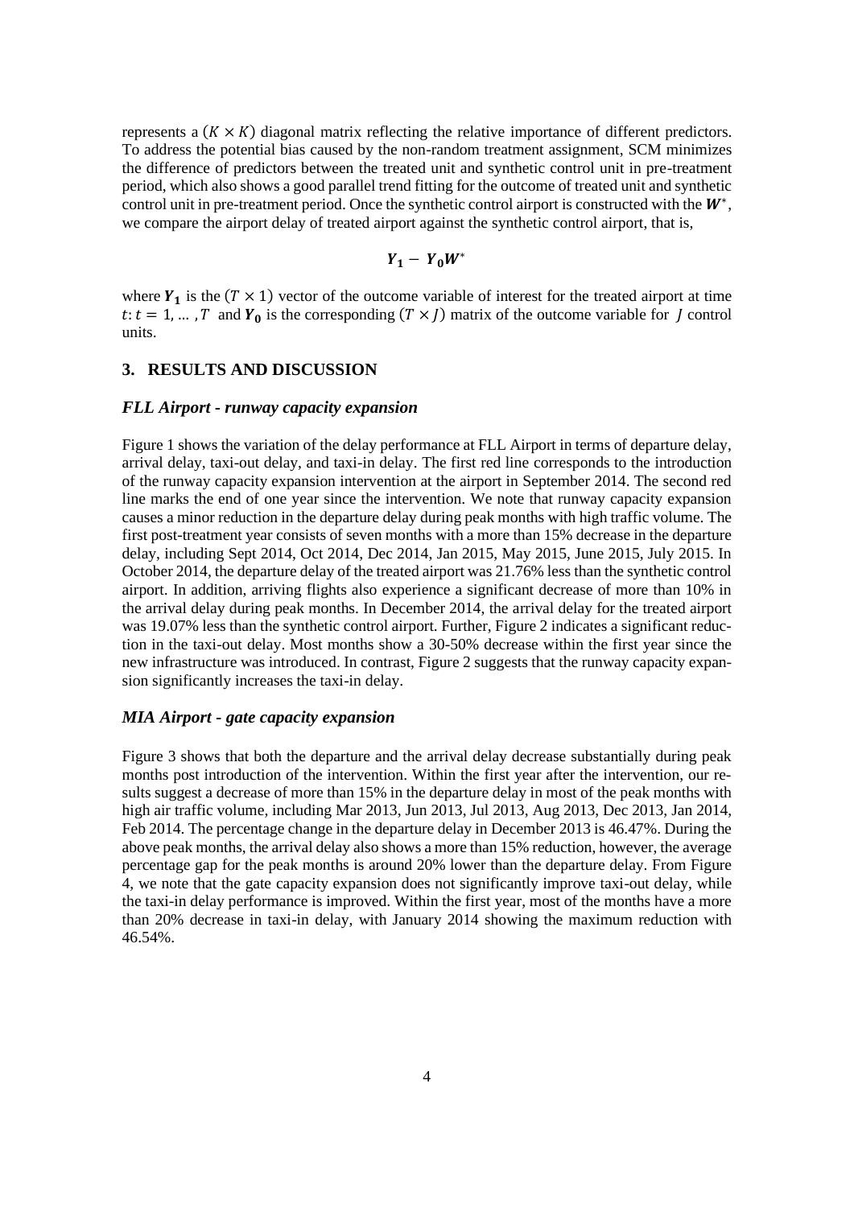represents a $(K \times K)$ diagonal matrix reflecting the relative importance of different predictors. To address the potential bias caused by the non-random treatment assignment, SCM minimizes the difference of predictors between the treated unit and synthetic control unit in pre-treatment period, which also shows a good parallel trend fitting for the outcome of treated unit and synthetic control unit in pre-treatment period. Once the synthetic control airport is constructed with the $\boldsymbol{W}^*$, we compare the airport delay of treated airport against the synthetic control airport, that is,

$$\boldsymbol{Y_1} - \boldsymbol{Y_0}\boldsymbol{W}^*$$

where $\boldsymbol{Y_1}$ is the $(T \times 1)$ vector of the outcome variable of interest for the treated airport at time $t: t = 1, \ldots, T$ and $\boldsymbol{Y_0}$ is the corresponding $(T \times J)$ matrix of the outcome variable for $J$ control units.

## 3. RESULTS AND DISCUSSION

### *FLL Airport - runway capacity expansion*

Figure 1 shows the variation of the delay performance at FLL Airport in terms of departure delay, arrival delay, taxi-out delay, and taxi-in delay. The first red line corresponds to the introduction of the runway capacity expansion intervention at the airport in September 2014. The second red line marks the end of one year since the intervention. We note that runway capacity expansion causes a minor reduction in the departure delay during peak months with high traffic volume. The first post-treatment year consists of seven months with a more than 15% decrease in the departure delay, including Sept 2014, Oct 2014, Dec 2014, Jan 2015, May 2015, June 2015, July 2015. In October 2014, the departure delay of the treated airport was 21.76% less than the synthetic control airport. In addition, arriving flights also experience a significant decrease of more than 10% in the arrival delay during peak months. In December 2014, the arrival delay for the treated airport was 19.07% less than the synthetic control airport. Further, Figure 2 indicates a significant reduction in the taxi-out delay. Most months show a 30-50% decrease within the first year since the new infrastructure was introduced. In contrast, Figure 2 suggests that the runway capacity expansion significantly increases the taxi-in delay.

### *MIA Airport - gate capacity expansion*

Figure 3 shows that both the departure and the arrival delay decrease substantially during peak months post introduction of the intervention. Within the first year after the intervention, our results suggest a decrease of more than 15% in the departure delay in most of the peak months with high air traffic volume, including Mar 2013, Jun 2013, Jul 2013, Aug 2013, Dec 2013, Jan 2014, Feb 2014. The percentage change in the departure delay in December 2013 is 46.47%. During the above peak months, the arrival delay also shows a more than 15% reduction, however, the average percentage gap for the peak months is around 20% lower than the departure delay. From Figure 4, we note that the gate capacity expansion does not significantly improve taxi-out delay, while the taxi-in delay performance is improved. Within the first year, most of the months have a more than 20% decrease in taxi-in delay, with January 2014 showing the maximum reduction with 46.54%.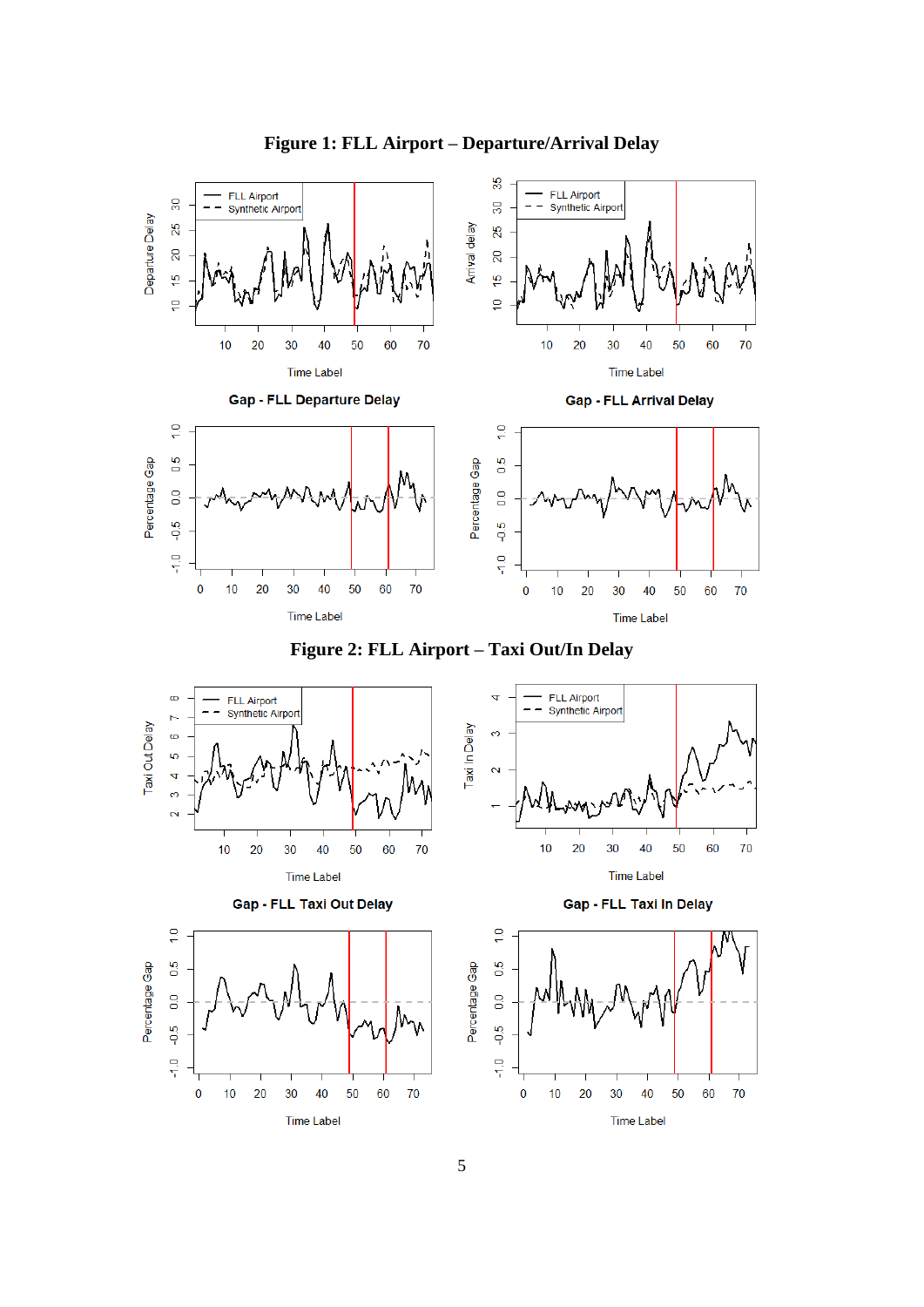**Figure 1: FLL Airport – Departure/Arrival Delay**

**Figure 2: FLL Airport – Taxi Out/In Delay**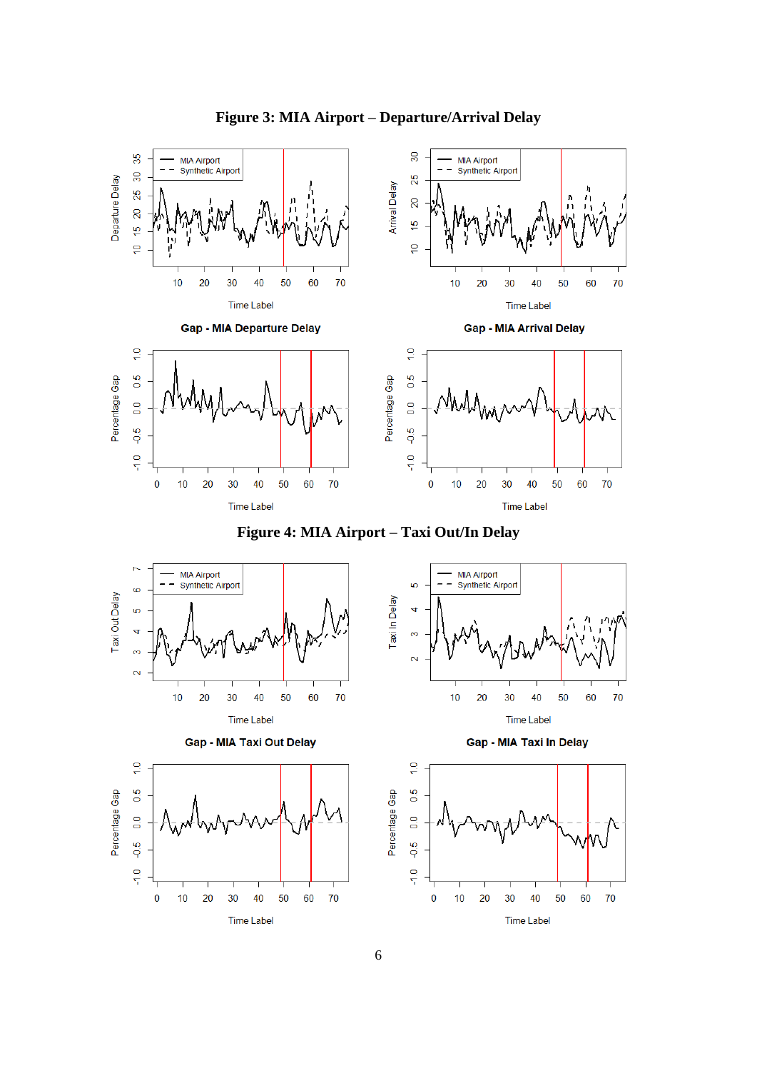**Figure 3: MIA Airport – Departure/Arrival Delay**

**Figure 4: MIA Airport – Taxi Out/In Delay**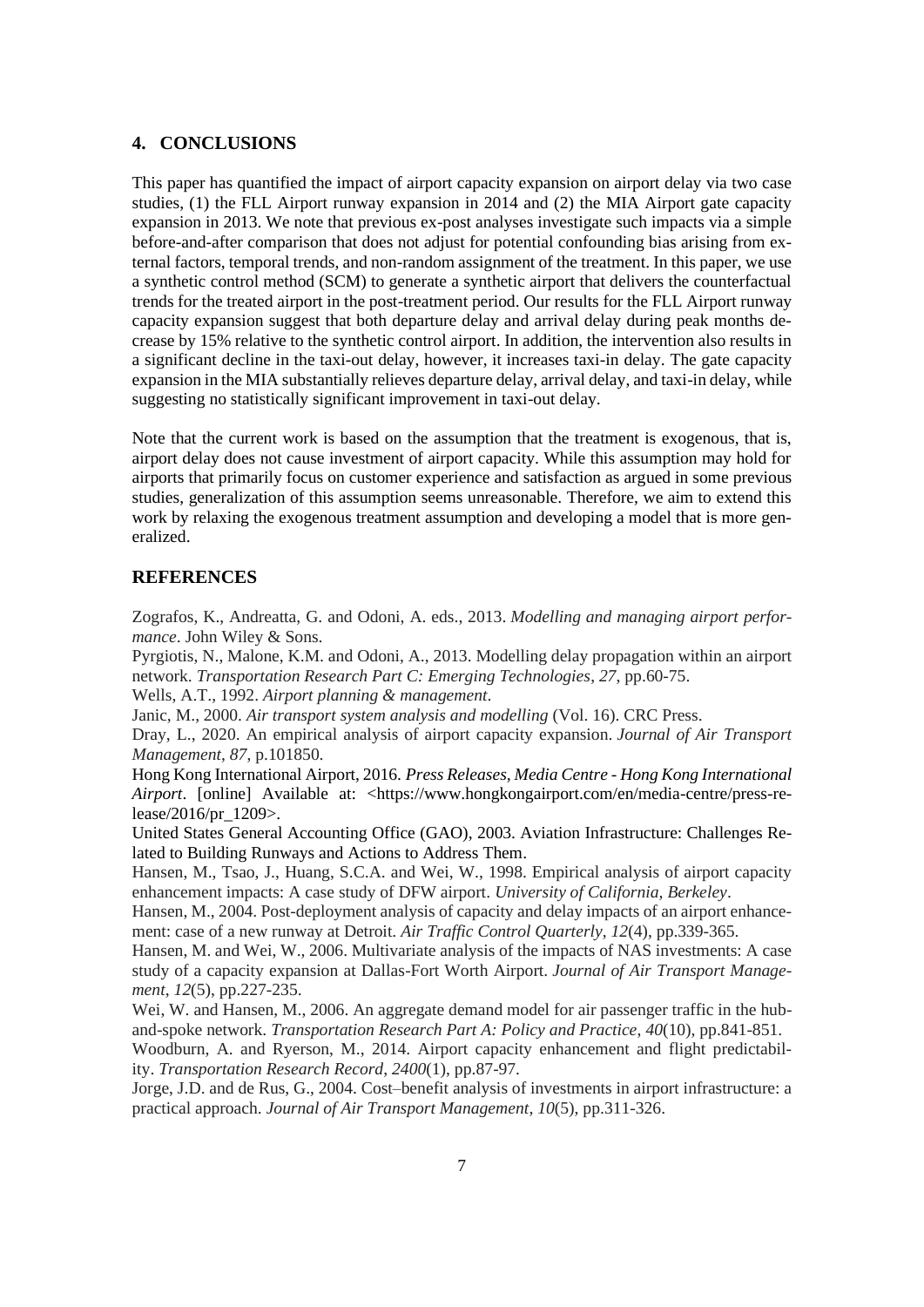## 4. CONCLUSIONS

This paper has quantified the impact of airport capacity expansion on airport delay via two case studies, (1) the FLL Airport runway expansion in 2014 and (2) the MIA Airport gate capacity expansion in 2013. We note that previous ex-post analyses investigate such impacts via a simple before-and-after comparison that does not adjust for potential confounding bias arising from external factors, temporal trends, and non-random assignment of the treatment. In this paper, we use a synthetic control method (SCM) to generate a synthetic airport that delivers the counterfactual trends for the treated airport in the post-treatment period. Our results for the FLL Airport runway capacity expansion suggest that both departure delay and arrival delay during peak months decrease by 15% relative to the synthetic control airport. In addition, the intervention also results in a significant decline in the taxi-out delay, however, it increases taxi-in delay. The gate capacity expansion in the MIA substantially relieves departure delay, arrival delay, and taxi-in delay, while suggesting no statistically significant improvement in taxi-out delay.

Note that the current work is based on the assumption that the treatment is exogenous, that is, airport delay does not cause investment of airport capacity. While this assumption may hold for airports that primarily focus on customer experience and satisfaction as argued in some previous studies, generalization of this assumption seems unreasonable. Therefore, we aim to extend this work by relaxing the exogenous treatment assumption and developing a model that is more generalized.

## REFERENCES

Zografos, K., Andreatta, G. and Odoni, A. eds., 2013. *Modelling and managing airport performance*. John Wiley & Sons.

Pyrgiotis, N., Malone, K.M. and Odoni, A., 2013. Modelling delay propagation within an airport network. *Transportation Research Part C: Emerging Technologies*, *27*, pp.60-75.

Wells, A.T., 1992. *Airport planning & management*.

Janic, M., 2000. *Air transport system analysis and modelling* (Vol. 16). CRC Press.

Dray, L., 2020. An empirical analysis of airport capacity expansion. *Journal of Air Transport Management*, *87*, p.101850.

Hong Kong International Airport, 2016. *Press Releases, Media Centre - Hong Kong International Airport*. [online] Available at: <https://www.hongkongairport.com/en/media-centre/press-release/2016/pr_1209>.

United States General Accounting Office (GAO), 2003. Aviation Infrastructure: Challenges Related to Building Runways and Actions to Address Them.

Hansen, M., Tsao, J., Huang, S.C.A. and Wei, W., 1998. Empirical analysis of airport capacity enhancement impacts: A case study of DFW airport. *University of California, Berkeley*.

Hansen, M., 2004. Post-deployment analysis of capacity and delay impacts of an airport enhancement: case of a new runway at Detroit. *Air Traffic Control Quarterly*, *12*(4), pp.339-365.

Hansen, M. and Wei, W., 2006. Multivariate analysis of the impacts of NAS investments: A case study of a capacity expansion at Dallas-Fort Worth Airport. *Journal of Air Transport Management*, *12*(5), pp.227-235.

Wei, W. and Hansen, M., 2006. An aggregate demand model for air passenger traffic in the hub-and-spoke network. *Transportation Research Part A: Policy and Practice*, *40*(10), pp.841-851.

Woodburn, A. and Ryerson, M., 2014. Airport capacity enhancement and flight predictability. *Transportation Research Record*, *2400*(1), pp.87-97.

Jorge, J.D. and de Rus, G., 2004. Cost–benefit analysis of investments in airport infrastructure: a practical approach. *Journal of Air Transport Management*, *10*(5), pp.311-326.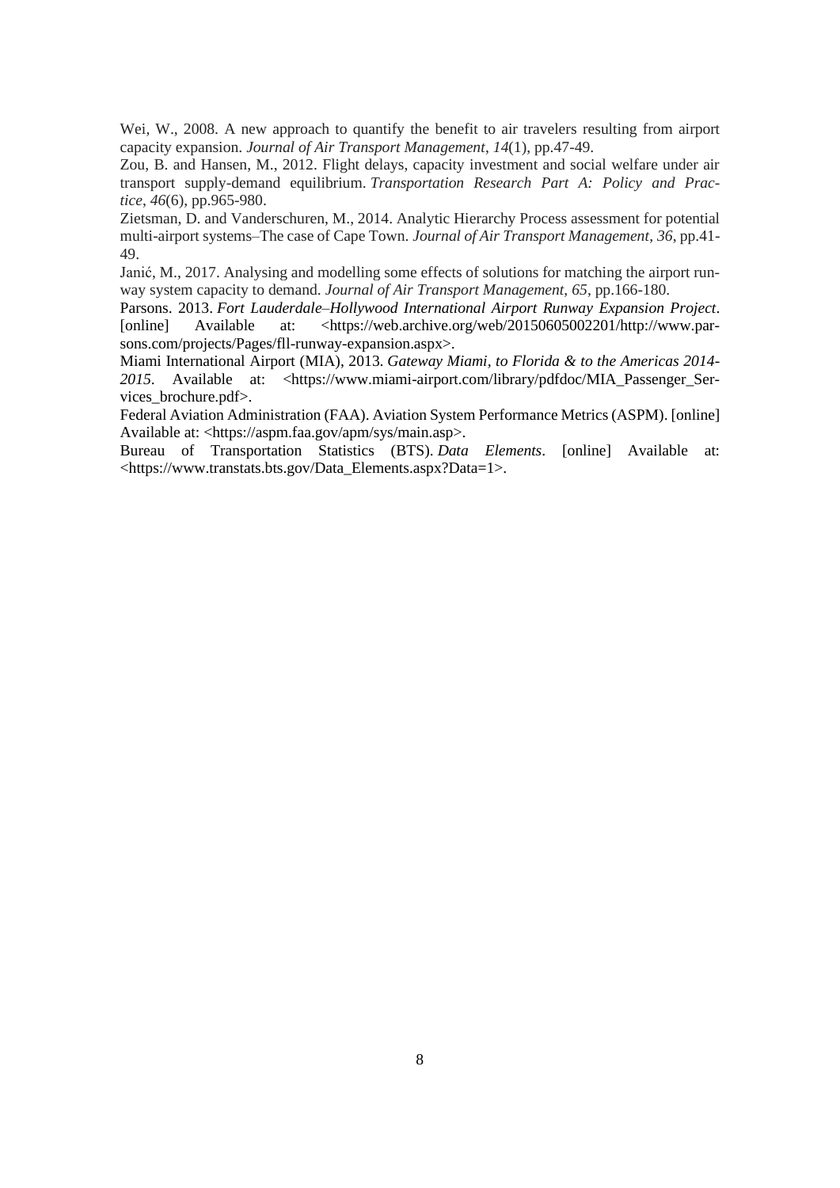Wei, W., 2008. A new approach to quantify the benefit to air travelers resulting from airport capacity expansion. *Journal of Air Transport Management*, *14*(1), pp.47-49.

Zou, B. and Hansen, M., 2012. Flight delays, capacity investment and social welfare under air transport supply-demand equilibrium. *Transportation Research Part A: Policy and Practice*, *46*(6), pp.965-980.

Zietsman, D. and Vanderschuren, M., 2014. Analytic Hierarchy Process assessment for potential multi-airport systems–The case of Cape Town. *Journal of Air Transport Management*, *36*, pp.41-49.

Janić, M., 2017. Analysing and modelling some effects of solutions for matching the airport runway system capacity to demand. *Journal of Air Transport Management*, *65*, pp.166-180.

Parsons. 2013. *Fort Lauderdale–Hollywood International Airport Runway Expansion Project*. [online] Available at: <https://web.archive.org/web/20150605002201/http://www.parsons.com/projects/Pages/fll-runway-expansion.aspx>.

Miami International Airport (MIA), 2013. *Gateway Miami, to Florida & to the Americas 2014-2015*. Available at: <https://www.miami-airport.com/library/pdfdoc/MIA_Passenger_Services_brochure.pdf>.

Federal Aviation Administration (FAA). Aviation System Performance Metrics (ASPM). [online] Available at: <https://aspm.faa.gov/apm/sys/main.asp>.

Bureau of Transportation Statistics (BTS). *Data Elements*. [online] Available at: <https://www.transtats.bts.gov/Data_Elements.aspx?Data=1>.